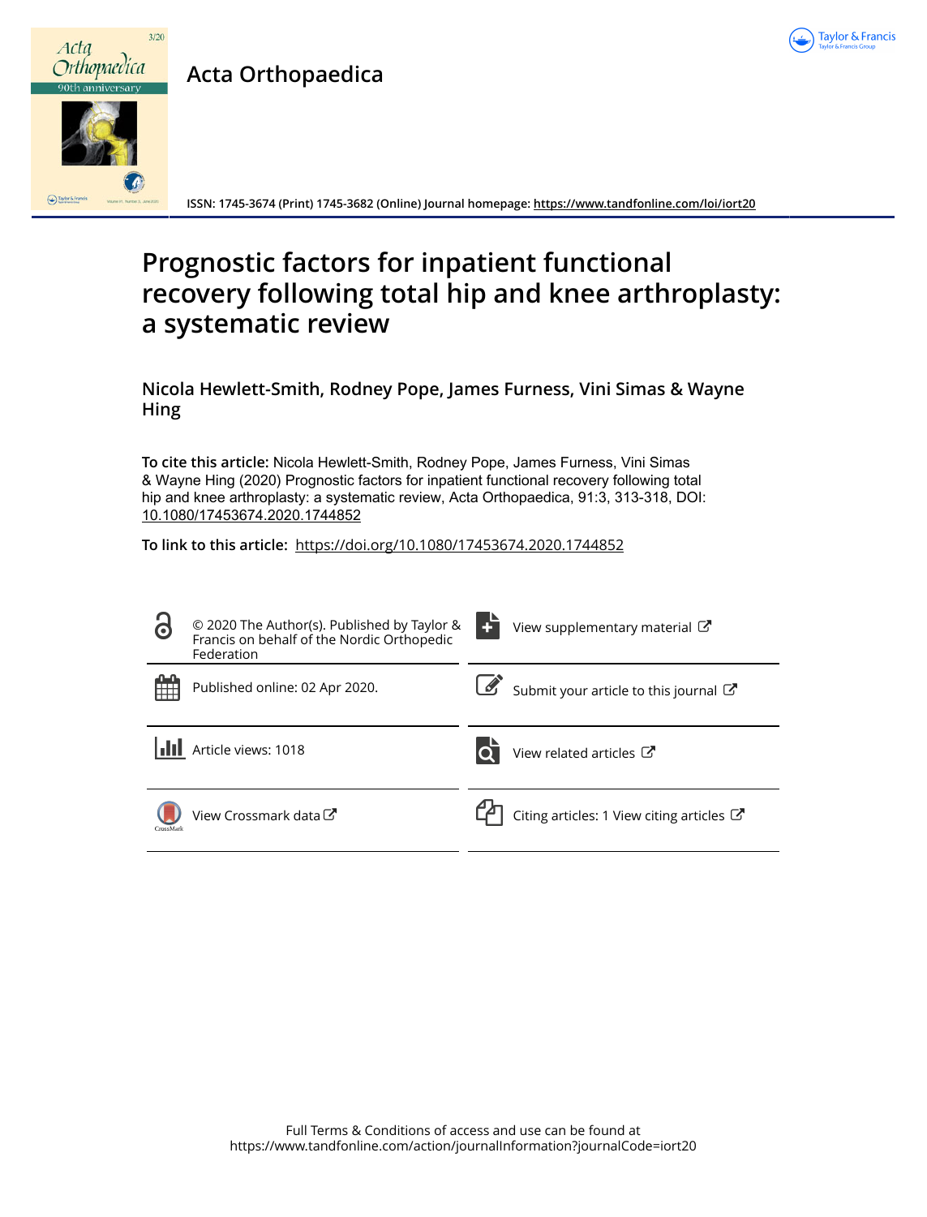Acta Orthopaedica

ISSN: 1745-3674 (Print) 1745-3682 (Online) Journal homepage: https://www.tandfonline.com/loi/iort20

# Prognostic factors for inpatient functional recovery following total hip and knee arthroplasty: a systematic review

**Nicola Hewlett-Smith, Rodney Pope, James Furness, Vini Simas & Wayne Hing**

**To cite this article:** Nicola Hewlett-Smith, Rodney Pope, James Furness, Vini Simas & Wayne Hing (2020) Prognostic factors for inpatient functional recovery following total hip and knee arthroplasty: a systematic review, Acta Orthopaedica, 91:3, 313-318, DOI: 10.1080/17453674.2020.1744852

**To link to this article:** https://doi.org/10.1080/17453674.2020.1744852

© 2020 The Author(s). Published by Taylor & Francis on behalf of the Nordic Orthopedic Federation

View supplementary material

Published online: 02 Apr 2020.

Submit your article to this journal

Article views: 1018

View related articles

View Crossmark data

Citing articles: 1 View citing articles

Full Terms & Conditions of access and use can be found at https://www.tandfonline.com/action/journalInformation?journalCode=iort20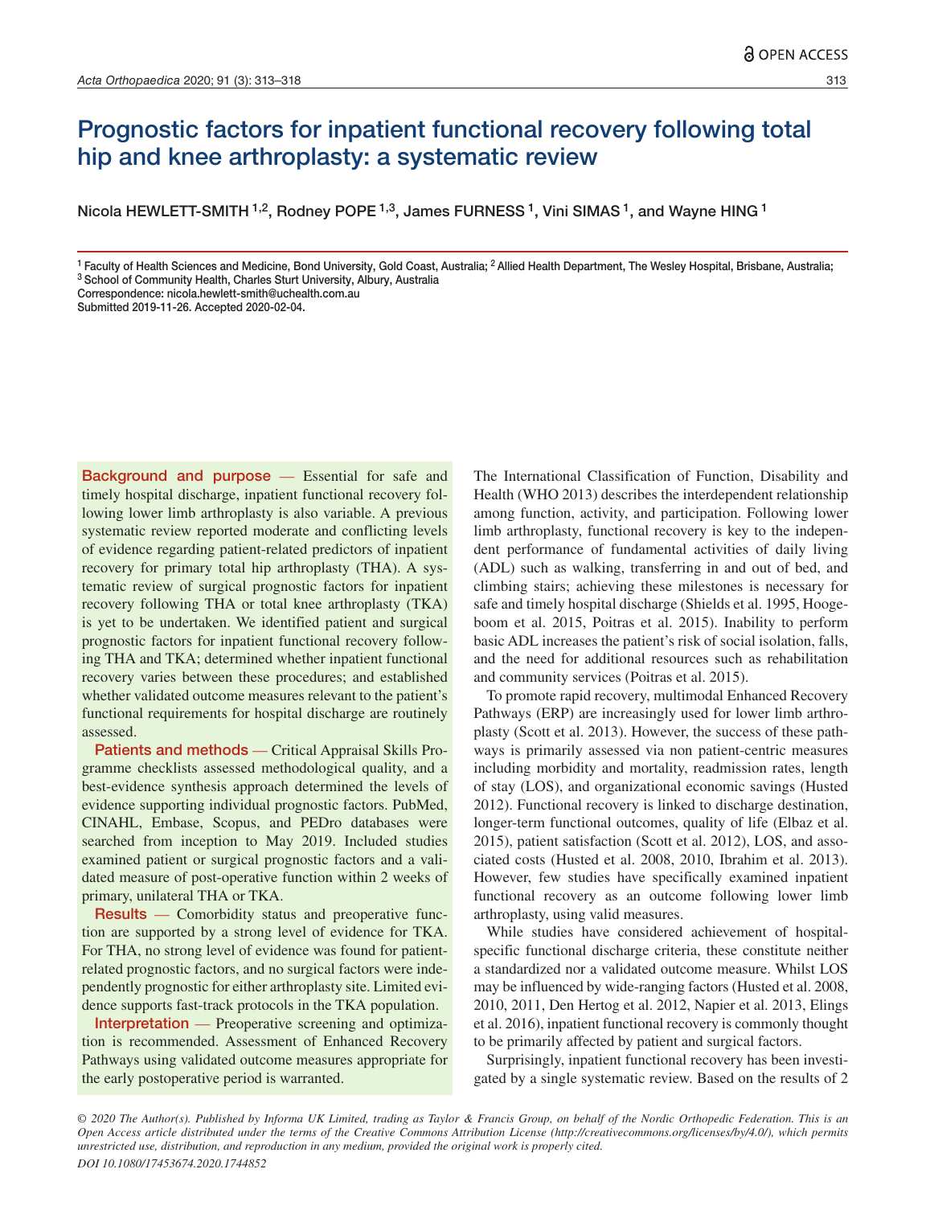# Prognostic factors for inpatient functional recovery following total hip and knee arthroplasty: a systematic review

Nicola HEWLETT-SMITH [1,2], Rodney POPE [1,3], James FURNESS [1], Vini SIMAS [1], and Wayne HING [1]

[1] Faculty of Health Sciences and Medicine, Bond University, Gold Coast, Australia; [2] Allied Health Department, The Wesley Hospital, Brisbane, Australia; [3] School of Community Health, Charles Sturt University, Albury, Australia

Correspondence: nicola.hewlett-smith@uchealth.com.au

Submitted 2019-11-26. Accepted 2020-02-04.

**Background and purpose** — Essential for safe and timely hospital discharge, inpatient functional recovery following lower limb arthroplasty is also variable. A previous systematic review reported moderate and conflicting levels of evidence regarding patient-related predictors of inpatient recovery for primary total hip arthroplasty (THA). A systematic review of surgical prognostic factors for inpatient recovery following THA or total knee arthroplasty (TKA) is yet to be undertaken. We identified patient and surgical prognostic factors for inpatient functional recovery following THA and TKA; determined whether inpatient functional recovery varies between these procedures; and established whether validated outcome measures relevant to the patient's functional requirements for hospital discharge are routinely assessed.

**Patients and methods** — Critical Appraisal Skills Programme checklists assessed methodological quality, and a best-evidence synthesis approach determined the levels of evidence supporting individual prognostic factors. PubMed, CINAHL, Embase, Scopus, and PEDro databases were searched from inception to May 2019. Included studies examined patient or surgical prognostic factors and a validated measure of post-operative function within 2 weeks of primary, unilateral THA or TKA.

**Results** — Comorbidity status and preoperative function are supported by a strong level of evidence for TKA. For THA, no strong level of evidence was found for patient-related prognostic factors, and no surgical factors were independently prognostic for either arthroplasty site. Limited evidence supports fast-track protocols in the TKA population.

**Interpretation** — Preoperative screening and optimization is recommended. Assessment of Enhanced Recovery Pathways using validated outcome measures appropriate for the early postoperative period is warranted.

The International Classification of Function, Disability and Health (WHO 2013) describes the interdependent relationship among function, activity, and participation. Following lower limb arthroplasty, functional recovery is key to the independent performance of fundamental activities of daily living (ADL) such as walking, transferring in and out of bed, and climbing stairs; achieving these milestones is necessary for safe and timely hospital discharge (Shields et al. 1995, Hoogeboom et al. 2015, Poitras et al. 2015). Inability to perform basic ADL increases the patient's risk of social isolation, falls, and the need for additional resources such as rehabilitation and community services (Poitras et al. 2015).

To promote rapid recovery, multimodal Enhanced Recovery Pathways (ERP) are increasingly used for lower limb arthroplasty (Scott et al. 2013). However, the success of these pathways is primarily assessed via non patient-centric measures including morbidity and mortality, readmission rates, length of stay (LOS), and organizational economic savings (Husted 2012). Functional recovery is linked to discharge destination, longer-term functional outcomes, quality of life (Elbaz et al. 2015), patient satisfaction (Scott et al. 2012), LOS, and associated costs (Husted et al. 2008, 2010, Ibrahim et al. 2013). However, few studies have specifically examined inpatient functional recovery as an outcome following lower limb arthroplasty, using valid measures.

While studies have considered achievement of hospital-specific functional discharge criteria, these constitute neither a standardized nor a validated outcome measure. Whilst LOS may be influenced by wide-ranging factors (Husted et al. 2008, 2010, 2011, Den Hertog et al. 2012, Napier et al. 2013, Elings et al. 2016), inpatient functional recovery is commonly thought to be primarily affected by patient and surgical factors.

Surprisingly, inpatient functional recovery has been investigated by a single systematic review. Based on the results of 2

© 2020 The Author(s). Published by Informa UK Limited, trading as Taylor & Francis Group, on behalf of the Nordic Orthopedic Federation. This is an Open Access article distributed under the terms of the Creative Commons Attribution License (http://creativecommons.org/licenses/by/4.0/), which permits unrestricted use, distribution, and reproduction in any medium, provided the original work is properly cited.

DOI 10.1080/17453674.2020.1744852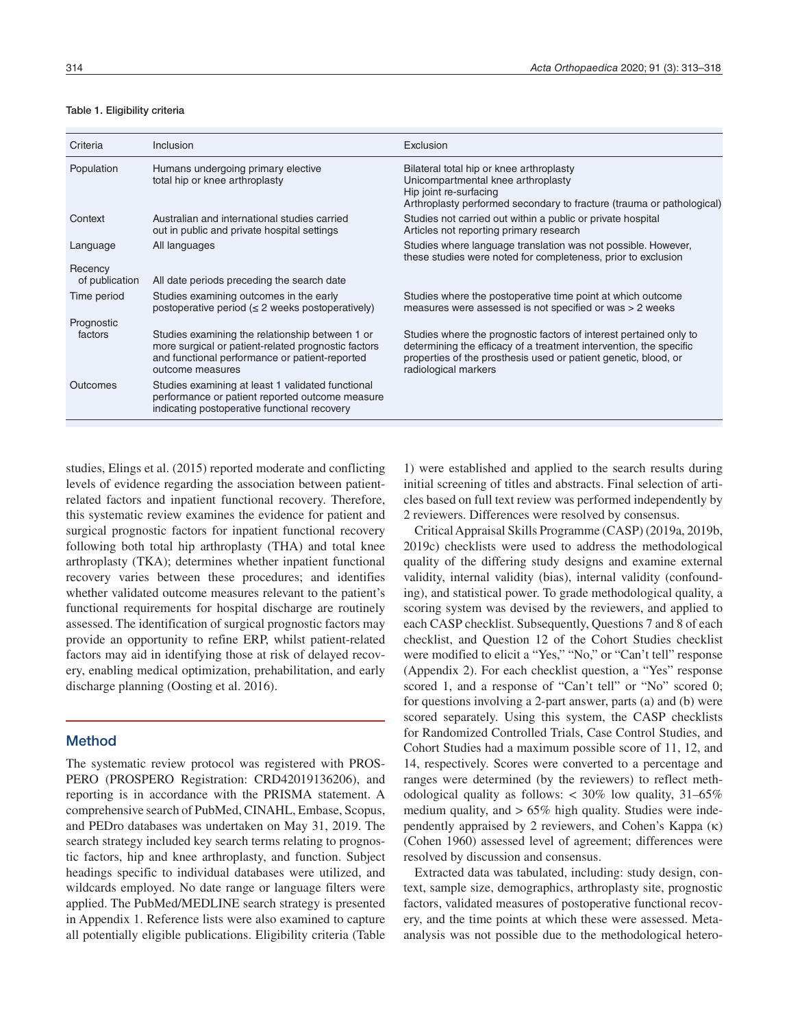Table 1. Eligibility criteria

| Criteria | Inclusion | Exclusion |
|---|---|---|
| Population | Humans undergoing primary elective total hip or knee arthroplasty | Bilateral total hip or knee arthroplasty<br>Unicompartmental knee arthroplasty<br>Hip joint re-surfacing<br>Arthroplasty performed secondary to fracture (trauma or pathological) |
| Context | Australian and international studies carried out in public and private hospital settings | Studies not carried out within a public or private hospital<br>Articles not reporting primary research |
| Language | All languages | Studies where language translation was not possible. However, these studies were noted for completeness, prior to exclusion |
| Recency of publication | All date periods preceding the search date | |
| Time period | Studies examining outcomes in the early postoperative period (≤ 2 weeks postoperatively) | Studies where the postoperative time point at which outcome measures were assessed is not specified or was > 2 weeks |
| Prognostic factors | Studies examining the relationship between 1 or more surgical or patient-related prognostic factors and functional performance or patient-reported outcome measures | Studies where the prognostic factors of interest pertained only to determining the efficacy of a treatment intervention, the specific properties of the prosthesis used or patient genetic, blood, or radiological markers |
| Outcomes | Studies examining at least 1 validated functional performance or patient reported outcome measure indicating postoperative functional recovery | |

studies, Elings et al. (2015) reported moderate and conflicting levels of evidence regarding the association between patient-related factors and inpatient functional recovery. Therefore, this systematic review examines the evidence for patient and surgical prognostic factors for inpatient functional recovery following both total hip arthroplasty (THA) and total knee arthroplasty (TKA); determines whether inpatient functional recovery varies between these procedures; and identifies whether validated outcome measures relevant to the patient's functional requirements for hospital discharge are routinely assessed. The identification of surgical prognostic factors may provide an opportunity to refine ERP, whilst patient-related factors may aid in identifying those at risk of delayed recovery, enabling medical optimization, prehabilitation, and early discharge planning (Oosting et al. 2016).

## Method

The systematic review protocol was registered with PROSPERO (PROSPERO Registration: CRD42019136206), and reporting is in accordance with the PRISMA statement. A comprehensive search of PubMed, CINAHL, Embase, Scopus, and PEDro databases was undertaken on May 31, 2019. The search strategy included key search terms relating to prognostic factors, hip and knee arthroplasty, and function. Subject headings specific to individual databases were utilized, and wildcards employed. No date range or language filters were applied. The PubMed/MEDLINE search strategy is presented in Appendix 1. Reference lists were also examined to capture all potentially eligible publications. Eligibility criteria (Table 1) were established and applied to the search results during initial screening of titles and abstracts. Final selection of articles based on full text review was performed independently by 2 reviewers. Differences were resolved by consensus.

Critical Appraisal Skills Programme (CASP) (2019a, 2019b, 2019c) checklists were used to address the methodological quality of the differing study designs and examine external validity, internal validity (bias), internal validity (confounding), and statistical power. To grade methodological quality, a scoring system was devised by the reviewers, and applied to each CASP checklist. Subsequently, Questions 7 and 8 of each checklist, and Question 12 of the Cohort Studies checklist were modified to elicit a "Yes," "No," or "Can't tell" response (Appendix 2). For each checklist question, a "Yes" response scored 1, and a response of "Can't tell" or "No" scored 0; for questions involving a 2-part answer, parts (a) and (b) were scored separately. Using this system, the CASP checklists for Randomized Controlled Trials, Case Control Studies, and Cohort Studies had a maximum possible score of 11, 12, and 14, respectively. Scores were converted to a percentage and ranges were determined (by the reviewers) to reflect methodological quality as follows: < 30% low quality, 31–65% medium quality, and > 65% high quality. Studies were independently appraised by 2 reviewers, and Cohen's Kappa (κ) (Cohen 1960) assessed level of agreement; differences were resolved by discussion and consensus.

Extracted data was tabulated, including: study design, context, sample size, demographics, arthroplasty site, prognostic factors, validated measures of postoperative functional recovery, and the time points at which these were assessed. Meta-analysis was not possible due to the methodological hetero-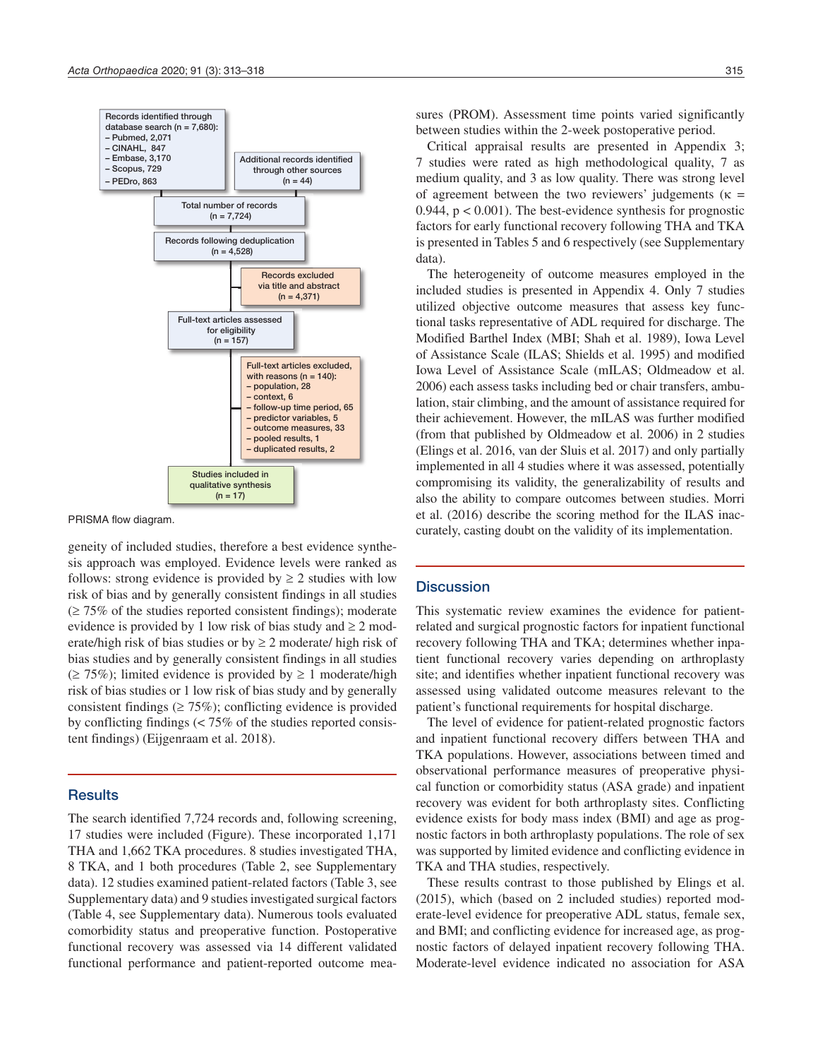Records identified through database search (n = 7,680):
- Pubmed, 2,071
- CINAHL, 847
- Embase, 3,170
- Scopus, 729
- PEDro, 863

Additional records identified through other sources (n = 44)

Total number of records (n = 7,724)

Records following deduplication (n = 4,528)

Records excluded via title and abstract (n = 4,371)

Full-text articles assessed for eligibility (n = 157)

Full-text articles excluded, with reasons (n = 140):
- population, 28
- context, 6
- follow-up time period, 65
- predictor variables, 5
- outcome measures, 33
- pooled results, 1
- duplicated results, 2

Studies included in qualitative synthesis (n = 17)

PRISMA flow diagram.

geneity of included studies, therefore a best evidence synthesis approach was employed. Evidence levels were ranked as follows: strong evidence is provided by ≥ 2 studies with low risk of bias and by generally consistent findings in all studies (≥ 75% of the studies reported consistent findings); moderate evidence is provided by 1 low risk of bias study and ≥ 2 moderate/high risk of bias studies or by ≥ 2 moderate/ high risk of bias studies and by generally consistent findings in all studies (≥ 75%); limited evidence is provided by ≥ 1 moderate/high risk of bias studies or 1 low risk of bias study and by generally consistent findings (≥ 75%); conflicting evidence is provided by conflicting findings (< 75% of the studies reported consistent findings) (Eijgenraam et al. 2018).

## Results

The search identified 7,724 records and, following screening, 17 studies were included (Figure). These incorporated 1,171 THA and 1,662 TKA procedures. 8 studies investigated THA, 8 TKA, and 1 both procedures (Table 2, see Supplementary data). 12 studies examined patient-related factors (Table 3, see Supplementary data) and 9 studies investigated surgical factors (Table 4, see Supplementary data). Numerous tools evaluated comorbidity status and preoperative function. Postoperative functional recovery was assessed via 14 different validated functional performance and patient-reported outcome measures (PROM). Assessment time points varied significantly between studies within the 2-week postoperative period.

Critical appraisal results are presented in Appendix 3; 7 studies were rated as high methodological quality, 7 as medium quality, and 3 as low quality. There was strong level of agreement between the two reviewers' judgements (κ = 0.944, $p < 0.001$). The best-evidence synthesis for prognostic factors for early functional recovery following THA and TKA is presented in Tables 5 and 6 respectively (see Supplementary data).

The heterogeneity of outcome measures employed in the included studies is presented in Appendix 4. Only 7 studies utilized objective outcome measures that assess key functional tasks representative of ADL required for discharge. The Modified Barthel Index (MBI; Shah et al. 1989), Iowa Level of Assistance Scale (ILAS; Shields et al. 1995) and modified Iowa Level of Assistance Scale (mILAS; Oldmeadow et al. 2006) each assess tasks including bed or chair transfers, ambulation, stair climbing, and the amount of assistance required for their achievement. However, the mILAS was further modified (from that published by Oldmeadow et al. 2006) in 2 studies (Elings et al. 2016, van der Sluis et al. 2017) and only partially implemented in all 4 studies where it was assessed, potentially compromising its validity, the generalizability of results and also the ability to compare outcomes between studies. Morri et al. (2016) describe the scoring method for the ILAS inaccurately, casting doubt on the validity of its implementation.

## Discussion

This systematic review examines the evidence for patient-related and surgical prognostic factors for inpatient functional recovery following THA and TKA; determines whether inpatient functional recovery varies depending on arthroplasty site; and identifies whether inpatient functional recovery was assessed using validated outcome measures relevant to the patient's functional requirements for hospital discharge.

The level of evidence for patient-related prognostic factors and inpatient functional recovery differs between THA and TKA populations. However, associations between timed and observational performance measures of preoperative physical function or comorbidity status (ASA grade) and inpatient recovery was evident for both arthroplasty sites. Conflicting evidence exists for body mass index (BMI) and age as prognostic factors in both arthroplasty populations. The role of sex was supported by limited evidence and conflicting evidence in TKA and THA studies, respectively.

These results contrast to those published by Elings et al. (2015), which (based on 2 included studies) reported moderate-level evidence for preoperative ADL status, female sex, and BMI; and conflicting evidence for increased age, as prognostic factors of delayed inpatient recovery following THA. Moderate-level evidence indicated no association for ASA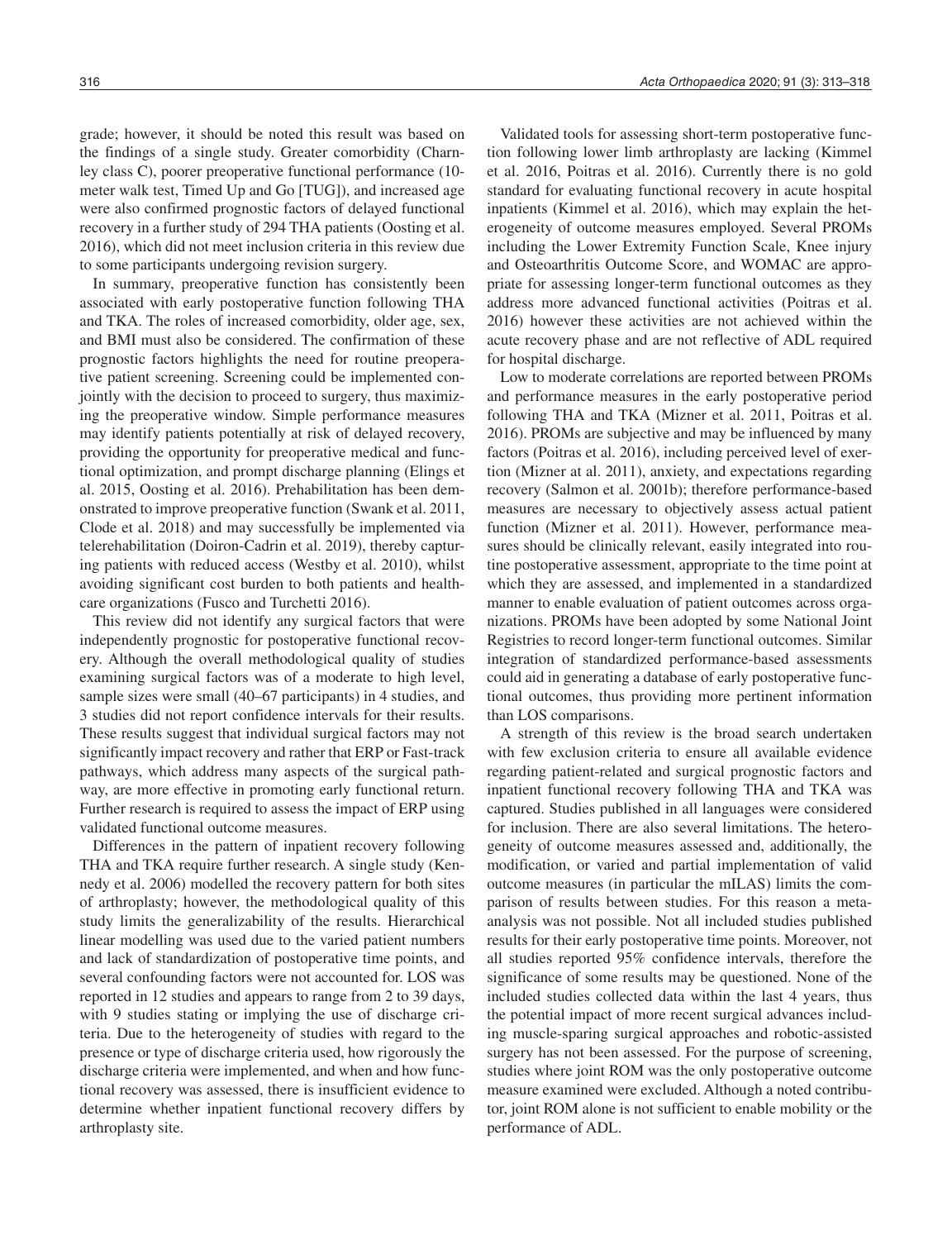grade; however, it should be noted this result was based on the findings of a single study. Greater comorbidity (Charnley class C), poorer preoperative functional performance (10-meter walk test, Timed Up and Go [TUG]), and increased age were also confirmed prognostic factors of delayed functional recovery in a further study of 294 THA patients (Oosting et al. 2016), which did not meet inclusion criteria in this review due to some participants undergoing revision surgery.

In summary, preoperative function has consistently been associated with early postoperative function following THA and TKA. The roles of increased comorbidity, older age, sex, and BMI must also be considered. The confirmation of these prognostic factors highlights the need for routine preoperative patient screening. Screening could be implemented conjointly with the decision to proceed to surgery, thus maximizing the preoperative window. Simple performance measures may identify patients potentially at risk of delayed recovery, providing the opportunity for preoperative medical and functional optimization, and prompt discharge planning (Elings et al. 2015, Oosting et al. 2016). Prehabilitation has been demonstrated to improve preoperative function (Swank et al. 2011, Clode et al. 2018) and may successfully be implemented via telerehabilitation (Doiron-Cadrin et al. 2019), thereby capturing patients with reduced access (Westby et al. 2010), whilst avoiding significant cost burden to both patients and healthcare organizations (Fusco and Turchetti 2016).

This review did not identify any surgical factors that were independently prognostic for postoperative functional recovery. Although the overall methodological quality of studies examining surgical factors was of a moderate to high level, sample sizes were small (40–67 participants) in 4 studies, and 3 studies did not report confidence intervals for their results. These results suggest that individual surgical factors may not significantly impact recovery and rather that ERP or Fast-track pathways, which address many aspects of the surgical pathway, are more effective in promoting early functional return. Further research is required to assess the impact of ERP using validated functional outcome measures.

Differences in the pattern of inpatient recovery following THA and TKA require further research. A single study (Kennedy et al. 2006) modelled the recovery pattern for both sites of arthroplasty; however, the methodological quality of this study limits the generalizability of the results. Hierarchical linear modelling was used due to the varied patient numbers and lack of standardization of postoperative time points, and several confounding factors were not accounted for. LOS was reported in 12 studies and appears to range from 2 to 39 days, with 9 studies stating or implying the use of discharge criteria. Due to the heterogeneity of studies with regard to the presence or type of discharge criteria used, how rigorously the discharge criteria were implemented, and when and how functional recovery was assessed, there is insufficient evidence to determine whether inpatient functional recovery differs by arthroplasty site.

Validated tools for assessing short-term postoperative function following lower limb arthroplasty are lacking (Kimmel et al. 2016, Poitras et al. 2016). Currently there is no gold standard for evaluating functional recovery in acute hospital inpatients (Kimmel et al. 2016), which may explain the heterogeneity of outcome measures employed. Several PROMs including the Lower Extremity Function Scale, Knee injury and Osteoarthritis Outcome Score, and WOMAC are appropriate for assessing longer-term functional outcomes as they address more advanced functional activities (Poitras et al. 2016) however these activities are not achieved within the acute recovery phase and are not reflective of ADL required for hospital discharge.

Low to moderate correlations are reported between PROMs and performance measures in the early postoperative period following THA and TKA (Mizner et al. 2011, Poitras et al. 2016). PROMs are subjective and may be influenced by many factors (Poitras et al. 2016), including perceived level of exertion (Mizner at al. 2011), anxiety, and expectations regarding recovery (Salmon et al. 2001b); therefore performance-based measures are necessary to objectively assess actual patient function (Mizner et al. 2011). However, performance measures should be clinically relevant, easily integrated into routine postoperative assessment, appropriate to the time point at which they are assessed, and implemented in a standardized manner to enable evaluation of patient outcomes across organizations. PROMs have been adopted by some National Joint Registries to record longer-term functional outcomes. Similar integration of standardized performance-based assessments could aid in generating a database of early postoperative functional outcomes, thus providing more pertinent information than LOS comparisons.

A strength of this review is the broad search undertaken with few exclusion criteria to ensure all available evidence regarding patient-related and surgical prognostic factors and inpatient functional recovery following THA and TKA was captured. Studies published in all languages were considered for inclusion. There are also several limitations. The heterogeneity of outcome measures assessed and, additionally, the modification, or varied and partial implementation of valid outcome measures (in particular the mILAS) limits the comparison of results between studies. For this reason a meta-analysis was not possible. Not all included studies published results for their early postoperative time points. Moreover, not all studies reported 95% confidence intervals, therefore the significance of some results may be questioned. None of the included studies collected data within the last 4 years, thus the potential impact of more recent surgical advances including muscle-sparing surgical approaches and robotic-assisted surgery has not been assessed. For the purpose of screening, studies where joint ROM was the only postoperative outcome measure examined were excluded. Although a noted contributor, joint ROM alone is not sufficient to enable mobility or the performance of ADL.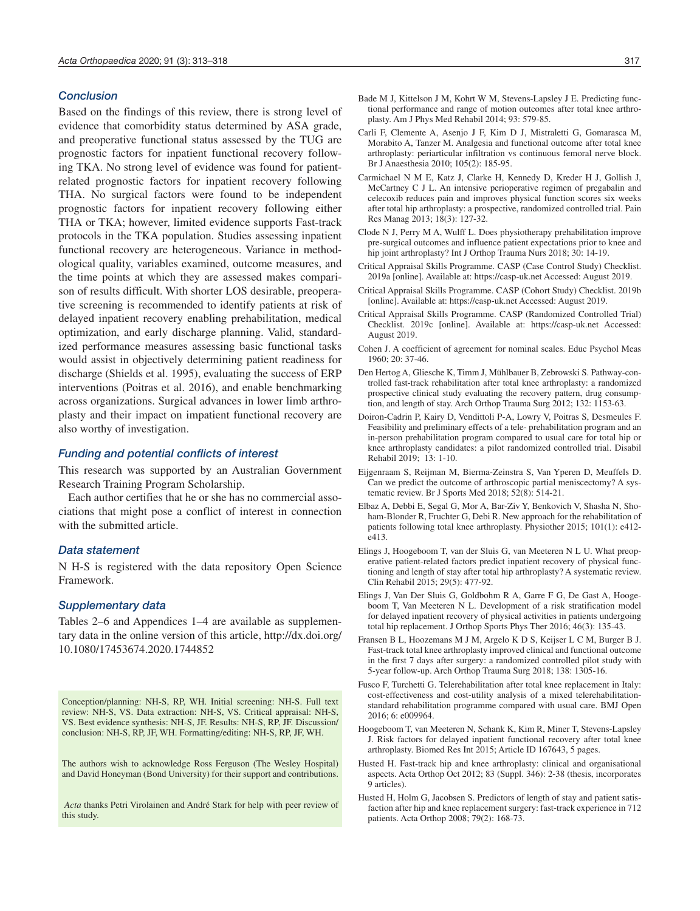### Conclusion

Based on the findings of this review, there is strong level of evidence that comorbidity status determined by ASA grade, and preoperative functional status assessed by the TUG are prognostic factors for inpatient functional recovery following TKA. No strong level of evidence was found for patient-related prognostic factors for inpatient recovery following THA. No surgical factors were found to be independent prognostic factors for inpatient recovery following either THA or TKA; however, limited evidence supports Fast-track protocols in the TKA population. Studies assessing inpatient functional recovery are heterogeneous. Variance in methodological quality, variables examined, outcome measures, and the time points at which they are assessed makes comparison of results difficult. With shorter LOS desirable, preoperative screening is recommended to identify patients at risk of delayed inpatient recovery enabling prehabilitation, medical optimization, and early discharge planning. Valid, standardized performance measures assessing basic functional tasks would assist in objectively determining patient readiness for discharge (Shields et al. 1995), evaluating the success of ERP interventions (Poitras et al. 2016), and enable benchmarking across organizations. Surgical advances in lower limb arthroplasty and their impact on inpatient functional recovery are also worthy of investigation.

### Funding and potential conflicts of interest

This research was supported by an Australian Government Research Training Program Scholarship.

Each author certifies that he or she has no commercial associations that might pose a conflict of interest in connection with the submitted article.

### Data statement

N H-S is registered with the data repository Open Science Framework.

### Supplementary data

Tables 2–6 and Appendices 1–4 are available as supplementary data in the online version of this article, http://dx.doi.org/10.1080/17453674.2020.1744852

Conception/planning: NH-S, RP, WH. Initial screening: NH-S. Full text review: NH-S, VS. Data extraction: NH-S, VS. Critical appraisal: NH-S, VS. Best evidence synthesis: NH-S, JF. Results: NH-S, RP, JF. Discussion/conclusion: NH-S, RP, JF, WH. Formatting/editing: NH-S, RP, JF, WH.

The authors wish to acknowledge Ross Ferguson (The Wesley Hospital) and David Honeyman (Bond University) for their support and contributions.

*Acta* thanks Petri Virolainen and André Stark for help with peer review of this study.

Bade M J, Kittelson J M, Kohrt W M, Stevens-Lapsley J E. Predicting functional performance and range of motion outcomes after total knee arthroplasty. Am J Phys Med Rehabil 2014; 93: 579-85.

Carli F, Clemente A, Asenjo J F, Kim D J, Mistraletti G, Gomarasca M, Morabito A, Tanzer M. Analgesia and functional outcome after total knee arthroplasty: periarticular infiltration vs continuous femoral nerve block. Br J Anaesthesia 2010; 105(2): 185-95.

Carmichael N M E, Katz J, Clarke H, Kennedy D, Kreder H J, Gollish J, McCartney C J L. An intensive perioperative regimen of pregabalin and celecoxib reduces pain and improves physical function scores six weeks after total hip arthroplasty: a prospective, randomized controlled trial. Pain Res Manag 2013; 18(3): 127-32.

Clode N J, Perry M A, Wulff L. Does physiotherapy prehabilitation improve pre-surgical outcomes and influence patient expectations prior to knee and hip joint arthroplasty? Int J Orthop Trauma Nurs 2018; 30: 14-19.

Critical Appraisal Skills Programme. CASP (Case Control Study) Checklist. 2019a [online]. Available at: https://casp-uk.net Accessed: August 2019.

Critical Appraisal Skills Programme. CASP (Cohort Study) Checklist. 2019b [online]. Available at: https://casp-uk.net Accessed: August 2019.

Critical Appraisal Skills Programme. CASP (Randomized Controlled Trial) Checklist. 2019c [online]. Available at: https://casp-uk.net Accessed: August 2019.

Cohen J. A coefficient of agreement for nominal scales. Educ Psychol Meas 1960; 20: 37-46.

Den Hertog A, Gliesche K, Timm J, Mühlbauer B, Zebrowski S. Pathway-controlled fast-track rehabilitation after total knee arthroplasty: a randomized prospective clinical study evaluating the recovery pattern, drug consumption, and length of stay. Arch Orthop Trauma Surg 2012; 132: 1153-63.

Doiron-Cadrin P, Kairy D, Vendittoli P-A, Lowry V, Poitras S, Desmeules F. Feasibility and preliminary effects of a tele- prehabilitation program and an in-person prehabilitation program compared to usual care for total hip or knee arthroplasty candidates: a pilot randomized controlled trial. Disabil Rehabil 2019; 13: 1-10.

Eijgenraam S, Reijman M, Bierma-Zeinstra S, Van Yperen D, Meuffels D. Can we predict the outcome of arthroscopic partial meniscectomy? A systematic review. Br J Sports Med 2018; 52(8): 514-21.

Elbaz A, Debbi E, Segal G, Mor A, Bar-Ziv Y, Benkovich V, Shasha N, Shoham-Blonder R, Fruchter G, Debi R. New approach for the rehabilitation of patients following total knee arthroplasty. Physiother 2015; 101(1): e412-e413.

Elings J, Hoogeboom T, van der Sluis G, van Meeteren N L U. What preoperative patient-related factors predict inpatient recovery of physical functioning and length of stay after total hip arthroplasty? A systematic review. Clin Rehabil 2015; 29(5): 477-92.

Elings J, Van Der Sluis G, Goldbohm R A, Garre F G, De Gast A, Hoogeboom T, Van Meeteren N L. Development of a risk stratification model for delayed inpatient recovery of physical activities in patients undergoing total hip replacement. J Orthop Sports Phys Ther 2016; 46(3): 135-43.

Fransen B L, Hoozemans M J M, Argelo K D S, Keijser L C M, Burger B J. Fast-track total knee arthroplasty improved clinical and functional outcome in the first 7 days after surgery: a randomized controlled pilot study with 5-year follow-up. Arch Orthop Trauma Surg 2018; 138: 1305-16.

Fusco F, Turchetti G. Telerehabilitation after total knee replacement in Italy: cost-effectiveness and cost-utility analysis of a mixed telerehabilitation-standard rehabilitation programme compared with usual care. BMJ Open 2016; 6: e009964.

Hoogeboom T, van Meeteren N, Schank K, Kim R, Miner T, Stevens-Lapsley J. Risk factors for delayed inpatient functional recovery after total knee arthroplasty. Biomed Res Int 2015; Article ID 167643, 5 pages.

Husted H. Fast-track hip and knee arthroplasty: clinical and organisational aspects. Acta Orthop Oct 2012; 83 (Suppl. 346): 2-38 (thesis, incorporates 9 articles).

Husted H, Holm G, Jacobsen S. Predictors of length of stay and patient satisfaction after hip and knee replacement surgery: fast-track experience in 712 patients. Acta Orthop 2008; 79(2): 168-73.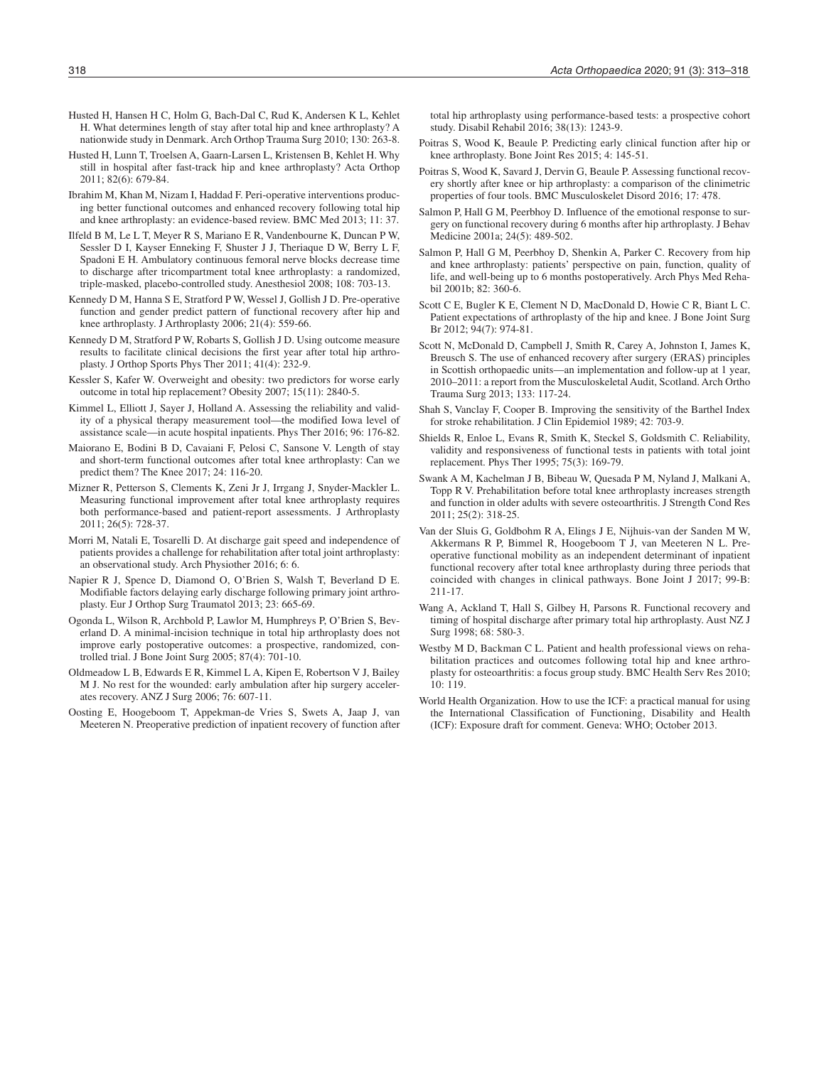Husted H, Hansen H C, Holm G, Bach-Dal C, Rud K, Andersen K L, Kehlet H. What determines length of stay after total hip and knee arthroplasty? A nationwide study in Denmark. Arch Orthop Trauma Surg 2010; 130: 263-8.

Husted H, Lunn T, Troelsen A, Gaarn-Larsen L, Kristensen B, Kehlet H. Why still in hospital after fast-track hip and knee arthroplasty? Acta Orthop 2011; 82(6): 679-84.

Ibrahim M, Khan M, Nizam I, Haddad F. Peri-operative interventions producing better functional outcomes and enhanced recovery following total hip and knee arthroplasty: an evidence-based review. BMC Med 2013; 11: 37.

Ilfeld B M, Le L T, Meyer R S, Mariano E R, Vandenbourne K, Duncan P W, Sessler D I, Kayser Enneking F, Shuster J J, Theriaque D W, Berry L F, Spadoni E H. Ambulatory continuous femoral nerve blocks decrease time to discharge after tricompartment total knee arthroplasty: a randomized, triple-masked, placebo-controlled study. Anesthesiol 2008; 108: 703-13.

Kennedy D M, Hanna S E, Stratford P W, Wessel J, Gollish J D. Pre-operative function and gender predict pattern of functional recovery after hip and knee arthroplasty. J Arthroplasty 2006; 21(4): 559-66.

Kennedy D M, Stratford P W, Robarts S, Gollish J D. Using outcome measure results to facilitate clinical decisions the first year after total hip arthroplasty. J Orthop Sports Phys Ther 2011; 41(4): 232-9.

Kessler S, Kafer W. Overweight and obesity: two predictors for worse early outcome in total hip replacement? Obesity 2007; 15(11): 2840-5.

Kimmel L, Elliott J, Sayer J, Holland A. Assessing the reliability and validity of a physical therapy measurement tool—the modified Iowa level of assistance scale—in acute hospital inpatients. Phys Ther 2016; 96: 176-82.

Maiorano E, Bodini B D, Cavaiani F, Pelosi C, Sansone V. Length of stay and short-term functional outcomes after total knee arthroplasty: Can we predict them? The Knee 2017; 24: 116-20.

Mizner R, Petterson S, Clements K, Zeni Jr J, Irrgang J, Snyder-Mackler L. Measuring functional improvement after total knee arthroplasty requires both performance-based and patient-report assessments. J Arthroplasty 2011; 26(5): 728-37.

Morri M, Natali E, Tosarelli D. At discharge gait speed and independence of patients provides a challenge for rehabilitation after total joint arthroplasty: an observational study. Arch Physiother 2016; 6: 6.

Napier R J, Spence D, Diamond O, O'Brien S, Walsh T, Beverland D E. Modifiable factors delaying early discharge following primary joint arthroplasty. Eur J Orthop Surg Traumatol 2013; 23: 665-69.

Ogonda L, Wilson R, Archbold P, Lawlor M, Humphreys P, O'Brien S, Beverland D. A minimal-incision technique in total hip arthroplasty does not improve early postoperative outcomes: a prospective, randomized, controlled trial. J Bone Joint Surg 2005; 87(4): 701-10.

Oldmeadow L B, Edwards E R, Kimmel L A, Kipen E, Robertson V J, Bailey M J. No rest for the wounded: early ambulation after hip surgery accelerates recovery. ANZ J Surg 2006; 76: 607-11.

Oosting E, Hoogeboom T, Appekman-de Vries S, Swets A, Jaap J, van Meeteren N. Preoperative prediction of inpatient recovery of function after total hip arthroplasty using performance-based tests: a prospective cohort study. Disabil Rehabil 2016; 38(13): 1243-9.

Poitras S, Wood K, Beaule P. Predicting early clinical function after hip or knee arthroplasty. Bone Joint Res 2015; 4: 145-51.

Poitras S, Wood K, Savard J, Dervin G, Beaule P. Assessing functional recovery shortly after knee or hip arthroplasty: a comparison of the clinimetric properties of four tools. BMC Musculoskelet Disord 2016; 17: 478.

Salmon P, Hall G M, Peerbhoy D. Influence of the emotional response to surgery on functional recovery during 6 months after hip arthroplasty. J Behav Medicine 2001a; 24(5): 489-502.

Salmon P, Hall G M, Peerbhoy D, Shenkin A, Parker C. Recovery from hip and knee arthroplasty: patients' perspective on pain, function, quality of life, and well-being up to 6 months postoperatively. Arch Phys Med Rehabil 2001b; 82: 360-6.

Scott C E, Bugler K E, Clement N D, MacDonald D, Howie C R, Biant L C. Patient expectations of arthroplasty of the hip and knee. J Bone Joint Surg Br 2012; 94(7): 974-81.

Scott N, McDonald D, Campbell J, Smith R, Carey A, Johnston I, James K, Breusch S. The use of enhanced recovery after surgery (ERAS) principles in Scottish orthopaedic units—an implementation and follow-up at 1 year, 2010–2011: a report from the Musculoskeletal Audit, Scotland. Arch Ortho Trauma Surg 2013; 133: 117-24.

Shah S, Vanclay F, Cooper B. Improving the sensitivity of the Barthel Index for stroke rehabilitation. J Clin Epidemiol 1989; 42: 703-9.

Shields R, Enloe L, Evans R, Smith K, Steckel S, Goldsmith C. Reliability, validity and responsiveness of functional tests in patients with total joint replacement. Phys Ther 1995; 75(3): 169-79.

Swank A M, Kachelman J B, Bibeau W, Quesada P M, Nyland J, Malkani A, Topp R V. Prehabilitation before total knee arthroplasty increases strength and function in older adults with severe osteoarthritis. J Strength Cond Res 2011; 25(2): 318-25.

Van der Sluis G, Goldbohm R A, Elings J E, Nijhuis-van der Sanden M W, Akkermans R P, Bimmel R, Hoogeboom T J, van Meeteren N L. Preoperative functional mobility as an independent determinant of inpatient functional recovery after total knee arthroplasty during three periods that coincided with changes in clinical pathways. Bone Joint J 2017; 99-B: 211-17.

Wang A, Ackland T, Hall S, Gilbey H, Parsons R. Functional recovery and timing of hospital discharge after primary total hip arthroplasty. Aust NZ J Surg 1998; 68: 580-3.

Westby M D, Backman C L. Patient and health professional views on rehabilitation practices and outcomes following total hip and knee arthroplasty for osteoarthritis: a focus group study. BMC Health Serv Res 2010; 10: 119.

World Health Organization. How to use the ICF: a practical manual for using the International Classification of Functioning, Disability and Health (ICF): Exposure draft for comment. Geneva: WHO; October 2013.